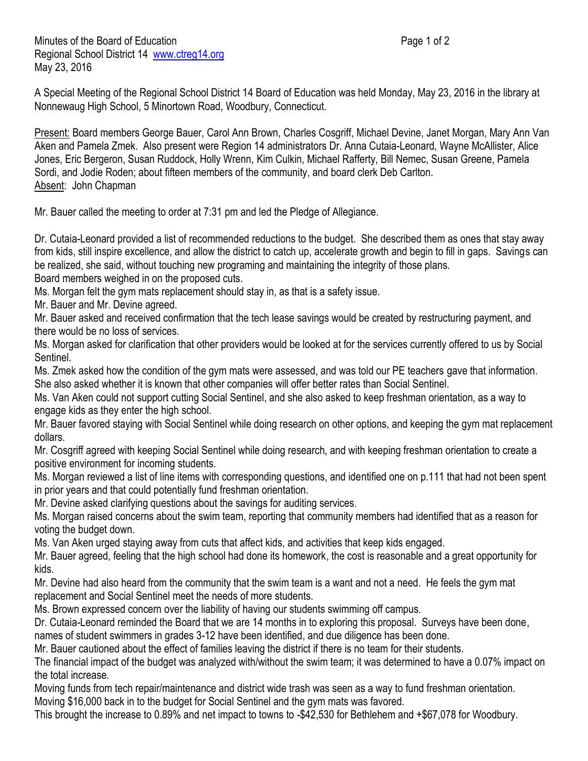Minutes of the Board of Education
Regional School District 14 [www.ctreg14.org](http://www.ctreg14.org)
May 23, 2016

A Special Meeting of the Regional School District 14 Board of Education was held Monday, May 23, 2016 in the library at Nonnewaug High School, 5 Minortown Road, Woodbury, Connecticut.

Present: Board members George Bauer, Carol Ann Brown, Charles Cosgriff, Michael Devine, Janet Morgan, Mary Ann Van Aken and Pamela Zmek. Also present were Region 14 administrators Dr. Anna Cutaia-Leonard, Wayne McAllister, Alice Jones, Eric Bergeron, Susan Ruddock, Holly Wrenn, Kim Culkin, Michael Rafferty, Bill Nemec, Susan Greene, Pamela Sordi, and Jodie Roden; about fifteen members of the community, and board clerk Deb Carlton.
Absent: John Chapman

Mr. Bauer called the meeting to order at 7:31 pm and led the Pledge of Allegiance.

Dr. Cutaia-Leonard provided a list of recommended reductions to the budget. She described them as ones that stay away from kids, still inspire excellence, and allow the district to catch up, accelerate growth and begin to fill in gaps. Savings can be realized, she said, without touching new programing and maintaining the integrity of those plans.
Board members weighed in on the proposed cuts.
Ms. Morgan felt the gym mats replacement should stay in, as that is a safety issue.
Mr. Bauer and Mr. Devine agreed.
Mr. Bauer asked and received confirmation that the tech lease savings would be created by restructuring payment, and there would be no loss of services.
Ms. Morgan asked for clarification that other providers would be looked at for the services currently offered to us by Social Sentinel.
Ms. Zmek asked how the condition of the gym mats were assessed, and was told our PE teachers gave that information. She also asked whether it is known that other companies will offer better rates than Social Sentinel.
Ms. Van Aken could not support cutting Social Sentinel, and she also asked to keep freshman orientation, as a way to engage kids as they enter the high school.
Mr. Bauer favored staying with Social Sentinel while doing research on other options, and keeping the gym mat replacement dollars.
Mr. Cosgriff agreed with keeping Social Sentinel while doing research, and with keeping freshman orientation to create a positive environment for incoming students.
Ms. Morgan reviewed a list of line items with corresponding questions, and identified one on p.111 that had not been spent in prior years and that could potentially fund freshman orientation.
Mr. Devine asked clarifying questions about the savings for auditing services.
Ms. Morgan raised concerns about the swim team, reporting that community members had identified that as a reason for voting the budget down.
Ms. Van Aken urged staying away from cuts that affect kids, and activities that keep kids engaged.
Mr. Bauer agreed, feeling that the high school had done its homework, the cost is reasonable and a great opportunity for kids.
Mr. Devine had also heard from the community that the swim team is a want and not a need. He feels the gym mat replacement and Social Sentinel meet the needs of more students.
Ms. Brown expressed concern over the liability of having our students swimming off campus.
Dr. Cutaia-Leonard reminded the Board that we are 14 months in to exploring this proposal. Surveys have been done, names of student swimmers in grades 3-12 have been identified, and due diligence has been done.
Mr. Bauer cautioned about the effect of families leaving the district if there is no team for their students.
The financial impact of the budget was analyzed with/without the swim team; it was determined to have a 0.07% impact on the total increase.
Moving funds from tech repair/maintenance and district wide trash was seen as a way to fund freshman orientation.
Moving $16,000 back in to the budget for Social Sentinel and the gym mats was favored.
This brought the increase to 0.89% and net impact to towns to -$42,530 for Bethlehem and +$67,078 for Woodbury.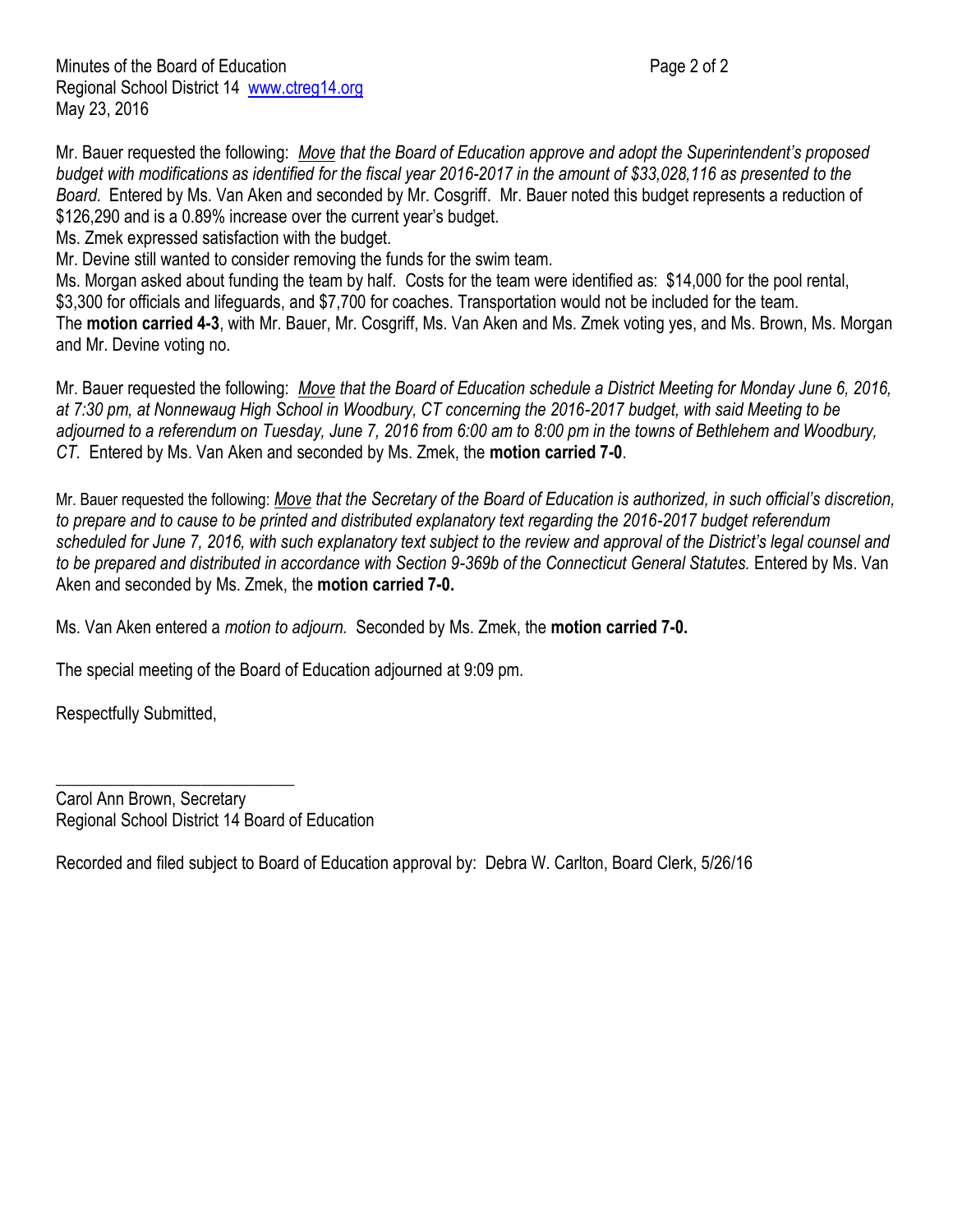Mr. Bauer requested the following: *Move that the Board of Education approve and adopt the Superintendent's proposed budget with modifications as identified for the fiscal year 2016-2017 in the amount of $33,028,116 as presented to the Board.* Entered by Ms. Van Aken and seconded by Mr. Cosgriff. Mr. Bauer noted this budget represents a reduction of $126,290 and is a 0.89% increase over the current year's budget.

Ms. Zmek expressed satisfaction with the budget.

Mr. Devine still wanted to consider removing the funds for the swim team.

Ms. Morgan asked about funding the team by half. Costs for the team were identified as: $14,000 for the pool rental, $3,300 for officials and lifeguards, and $7,700 for coaches. Transportation would not be included for the team.

The **motion carried 4-3**, with Mr. Bauer, Mr. Cosgriff, Ms. Van Aken and Ms. Zmek voting yes, and Ms. Brown, Ms. Morgan and Mr. Devine voting no.

Mr. Bauer requested the following: *Move that the Board of Education schedule a District Meeting for Monday June 6, 2016, at 7:30 pm, at Nonnewaug High School in Woodbury, CT concerning the 2016-2017 budget, with said Meeting to be adjourned to a referendum on Tuesday, June 7, 2016 from 6:00 am to 8:00 pm in the towns of Bethlehem and Woodbury, CT.* Entered by Ms. Van Aken and seconded by Ms. Zmek, the **motion carried 7-0**.

Mr. Bauer requested the following: *Move that the Secretary of the Board of Education is authorized, in such official's discretion, to prepare and to cause to be printed and distributed explanatory text regarding the 2016-2017 budget referendum scheduled for June 7, 2016, with such explanatory text subject to the review and approval of the District's legal counsel and to be prepared and distributed in accordance with Section 9-369b of the Connecticut General Statutes.* Entered by Ms. Van Aken and seconded by Ms. Zmek, the **motion carried 7-0.**

Ms. Van Aken entered a *motion to adjourn.* Seconded by Ms. Zmek, the **motion carried 7-0.**

The special meeting of the Board of Education adjourned at 9:09 pm.

Respectfully Submitted,

\_\_\_\_\_\_\_\_\_\_\_\_\_\_\_\_\_\_\_\_\_\_\_\_\_\_\_\_

Carol Ann Brown, Secretary
Regional School District 14 Board of Education

Recorded and filed subject to Board of Education approval by: Debra W. Carlton, Board Clerk, 5/26/16